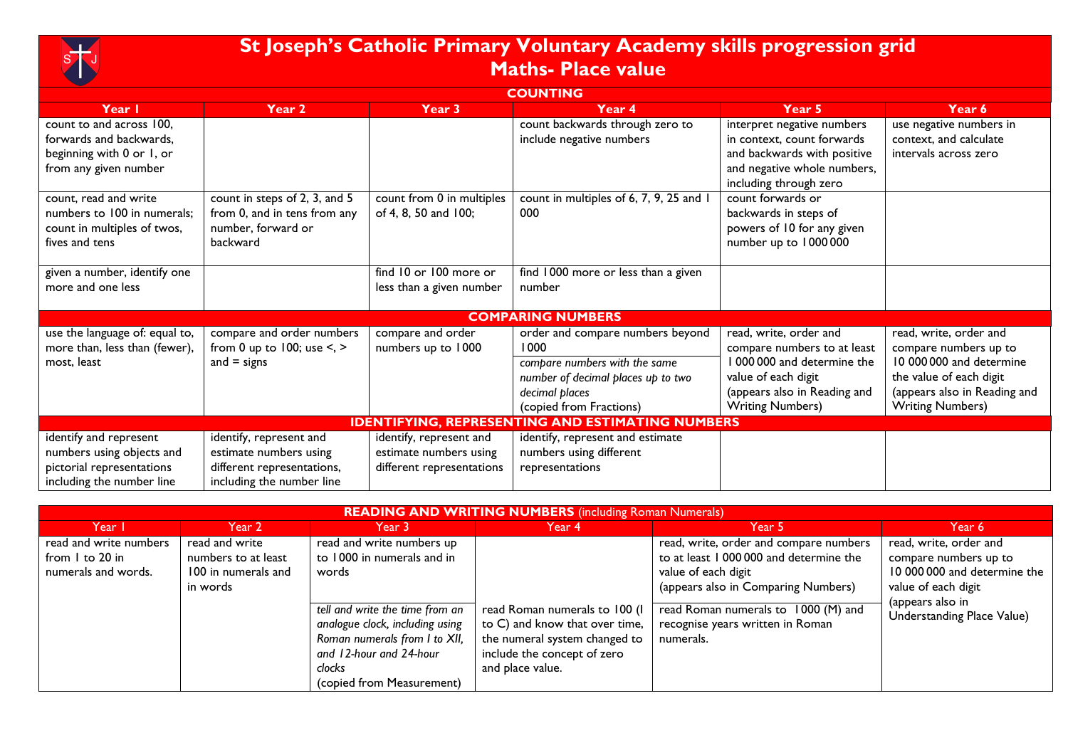# St Joseph's Catholic Primary Voluntary Academy skills progression grid

## Maths- Place value

| Year 1 | Year 2 | Year 3 | Year 4 | Year 5 | Year 6 |
|---|---|---|---|---|---|
| **COUNTING** | | | | | |
| count to and across 100, forwards and backwards, beginning with 0 or 1, or from any given number | | | count backwards through zero to include negative numbers | interpret negative numbers in context, count forwards and backwards with positive and negative whole numbers, including through zero | use negative numbers in context, and calculate intervals across zero |
| count, read and write numbers to 100 in numerals; count in multiples of twos, fives and tens | count in steps of 2, 3, and 5 from 0, and in tens from any number, forward or backward | count from 0 in multiples of 4, 8, 50 and 100; | count in multiples of 6, 7, 9, 25 and 1 000 | count forwards or backwards in steps of powers of 10 for any given number up to 1 000 000 | |
| given a number, identify one more and one less | | find 10 or 100 more or less than a given number | find 1000 more or less than a given number | | |
| **COMPARING NUMBERS** | | | | | |
| use the language of: equal to, more than, less than (fewer), most, least | compare and order numbers from 0 up to 100; use <, > and = signs | compare and order numbers up to 1000 | order and compare numbers beyond 1000<br>*compare numbers with the same number of decimal places up to two decimal places*<br>(copied from Fractions) | read, write, order and compare numbers to at least 1 000 000 and determine the value of each digit<br>(appears also in Reading and Writing Numbers) | read, write, order and compare numbers up to 10 000 000 and determine the value of each digit<br>(appears also in Reading and Writing Numbers) |
| **IDENTIFYING, REPRESENTING AND ESTIMATING NUMBERS** | | | | | |
| identify and represent numbers using objects and pictorial representations including the number line | identify, represent and estimate numbers using different representations, including the number line | identify, represent and estimate numbers using different representations | identify, represent and estimate numbers using different representations | | |

| **READING AND WRITING NUMBERS** (including Roman Numerals) | | | | | |
|---|---|---|---|---|---|
| Year 1 | Year 2 | Year 3 | Year 4 | Year 5 | Year 6 |
| read and write numbers from 1 to 20 in numerals and words. | read and write numbers to at least 100 in numerals and in words | read and write numbers up to 1000 in numerals and in words | | read, write, order and compare numbers to at least 1 000 000 and determine the value of each digit<br>(appears also in Comparing Numbers) | read, write, order and compare numbers up to 10 000 000 and determine the value of each digit<br>(appears also in Understanding Place Value) |
| | | *tell and write the time from an analogue clock, including using Roman numerals from I to XII, and 12-hour and 24-hour clocks*<br>(copied from Measurement) | read Roman numerals to 100 (I to C) and know that over time, the numeral system changed to include the concept of zero and place value. | read Roman numerals to 1000 (M) and recognise years written in Roman numerals. | |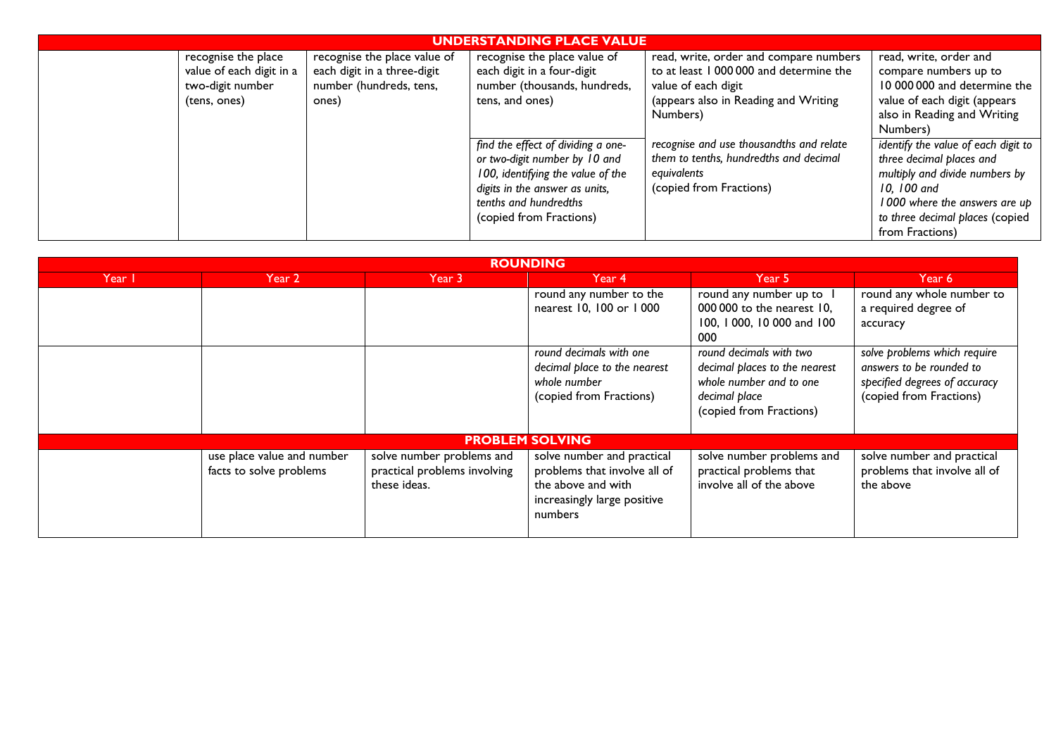## UNDERSTANDING PLACE VALUE

| | | | | | |
|---|---|---|---|---|---|
| | recognise the place value of each digit in a two-digit number (tens, ones) | recognise the place value of each digit in a three-digit number (hundreds, tens, ones) | recognise the place value of each digit in a four-digit number (thousands, hundreds, tens, and ones) | read, write, order and compare numbers to at least 1 000 000 and determine the value of each digit (appears also in Reading and Writing Numbers) | read, write, order and compare numbers up to 10 000 000 and determine the value of each digit (appears also in Reading and Writing Numbers) |
| | | | *find the effect of dividing a one- or two-digit number by 10 and 100, identifying the value of the digits in the answer as units, tenths and hundredths* (copied from Fractions) | *recognise and use thousandths and relate them to tenths, hundredths and decimal equivalents* (copied from Fractions) | *identify the value of each digit to three decimal places and multiply and divide numbers by 10, 100 and 1 000 where the answers are up to three decimal places* (copied from Fractions) |

## ROUNDING

| Year 1 | Year 2 | Year 3 | Year 4 | Year 5 | Year 6 |
|---|---|---|---|---|---|
| | | | round any number to the nearest 10, 100 or 1 000 | round any number up to 1 000 000 to the nearest 10, 100, 1 000, 10 000 and 100 000 | round any whole number to a required degree of accuracy |
| | | | *round decimals with one decimal place to the nearest whole number* (copied from Fractions) | *round decimals with two decimal places to the nearest whole number and to one decimal place* (copied from Fractions) | *solve problems which require answers to be rounded to specified degrees of accuracy* (copied from Fractions) |

## PROBLEM SOLVING

| Year 1 | Year 2 | Year 3 | Year 4 | Year 5 | Year 6 |
|---|---|---|---|---|---|
| | use place value and number facts to solve problems | solve number problems and practical problems involving these ideas. | solve number and practical problems that involve all of the above and with increasingly large positive numbers | solve number problems and practical problems that involve all of the above | solve number and practical problems that involve all of the above |